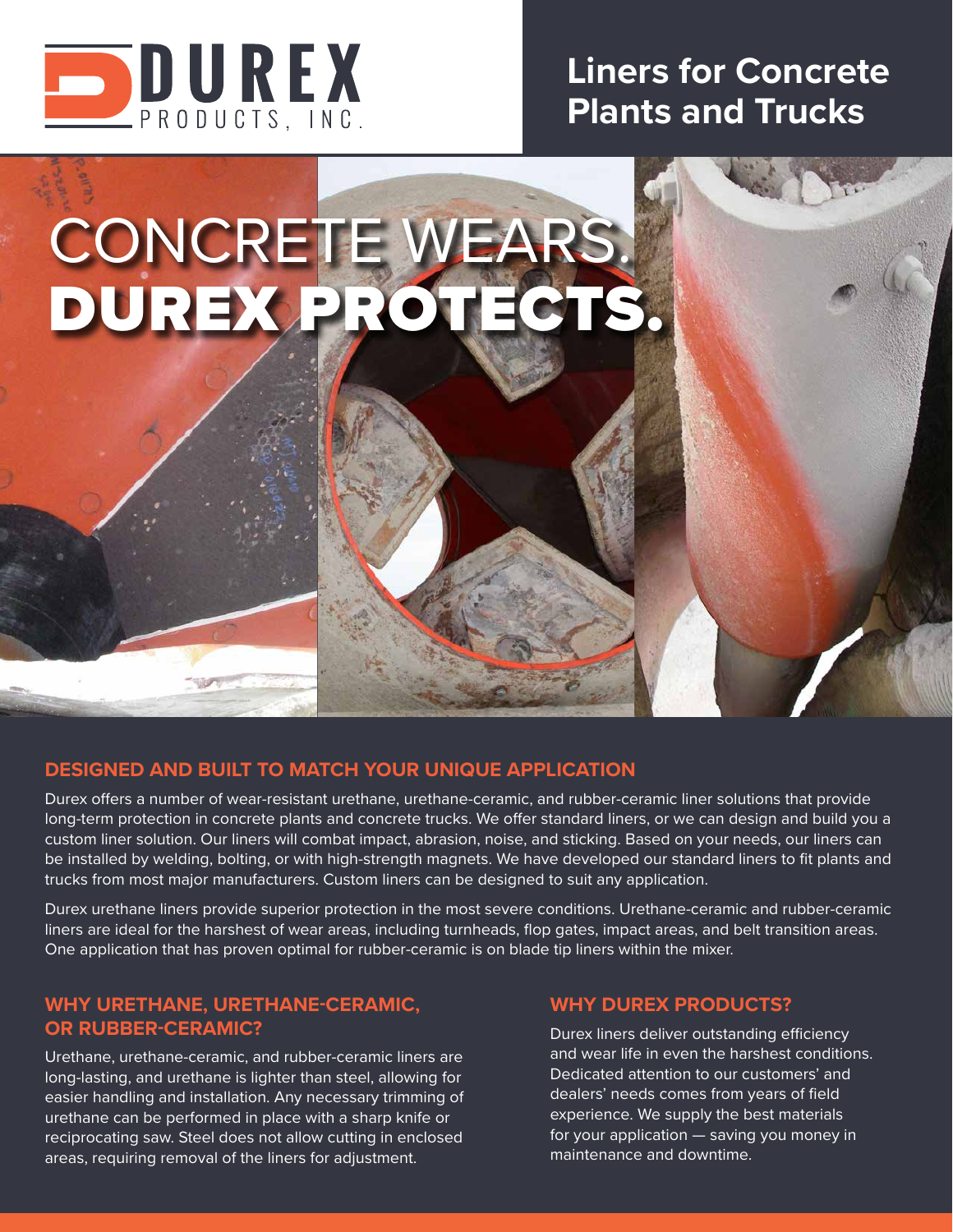DUREX PRODUCTS, INC.

# Liners for Concrete Plants and Trucks

# CONCRETE WEARS. DUREX PROTECTS.

## DESIGNED AND BUILT TO MATCH YOUR UNIQUE APPLICATION

Durex offers a number of wear-resistant urethane, urethane-ceramic, and rubber-ceramic liner solutions that provide long-term protection in concrete plants and concrete trucks. We offer standard liners, or we can design and build you a custom liner solution. Our liners will combat impact, abrasion, noise, and sticking. Based on your needs, our liners can be installed by welding, bolting, or with high-strength magnets. We have developed our standard liners to fit plants and trucks from most major manufacturers. Custom liners can be designed to suit any application.

Durex urethane liners provide superior protection in the most severe conditions. Urethane-ceramic and rubber-ceramic liners are ideal for the harshest of wear areas, including turnheads, flop gates, impact areas, and belt transition areas. One application that has proven optimal for rubber-ceramic is on blade tip liners within the mixer.

## WHY URETHANE, URETHANE-CERAMIC, OR RUBBER-CERAMIC?

Urethane, urethane-ceramic, and rubber-ceramic liners are long-lasting, and urethane is lighter than steel, allowing for easier handling and installation. Any necessary trimming of urethane can be performed in place with a sharp knife or reciprocating saw. Steel does not allow cutting in enclosed areas, requiring removal of the liners for adjustment.

## WHY DUREX PRODUCTS?

Durex liners deliver outstanding efficiency and wear life in even the harshest conditions. Dedicated attention to our customers' and dealers' needs comes from years of field experience. We supply the best materials for your application — saving you money in maintenance and downtime.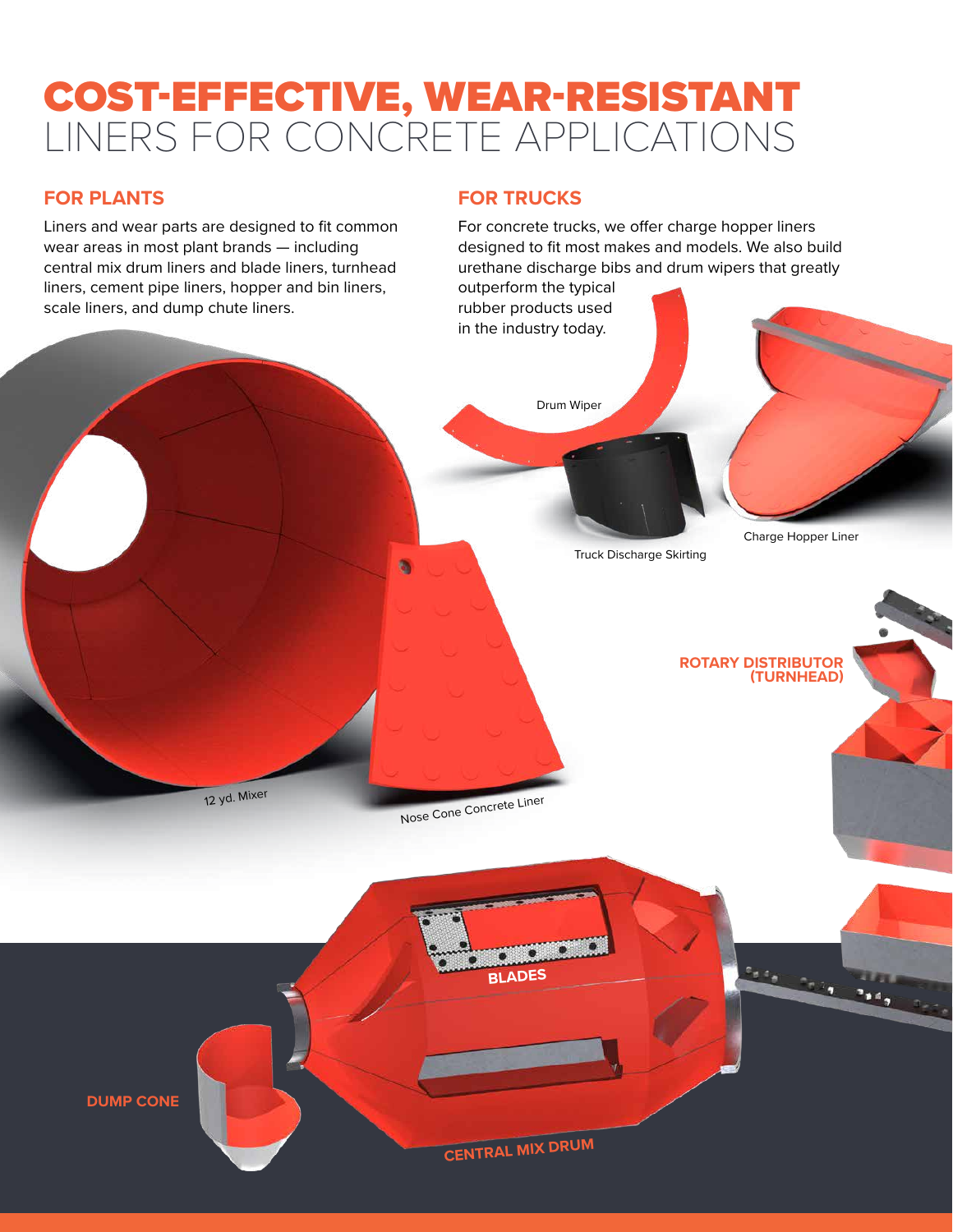# COST-EFFECTIVE, WEAR-RESISTANT LINERS FOR CONCRETE APPLICATIONS

## FOR PLANTS

Liners and wear parts are designed to fit common wear areas in most plant brands — including central mix drum liners and blade liners, turnhead liners, cement pipe liners, hopper and bin liners, scale liners, and dump chute liners.

## FOR TRUCKS

For concrete trucks, we offer charge hopper liners designed to fit most makes and models. We also build urethane discharge bibs and drum wipers that greatly outperform the typical rubber products used in the industry today.

Drum Wiper

Truck Discharge Skirting

Charge Hopper Liner

12 yd. Mixer

Nose Cone Concrete Liner

ROTARY DISTRIBUTOR (TURNHEAD)

BLADES

DUMP CONE

CENTRAL MIX DRUM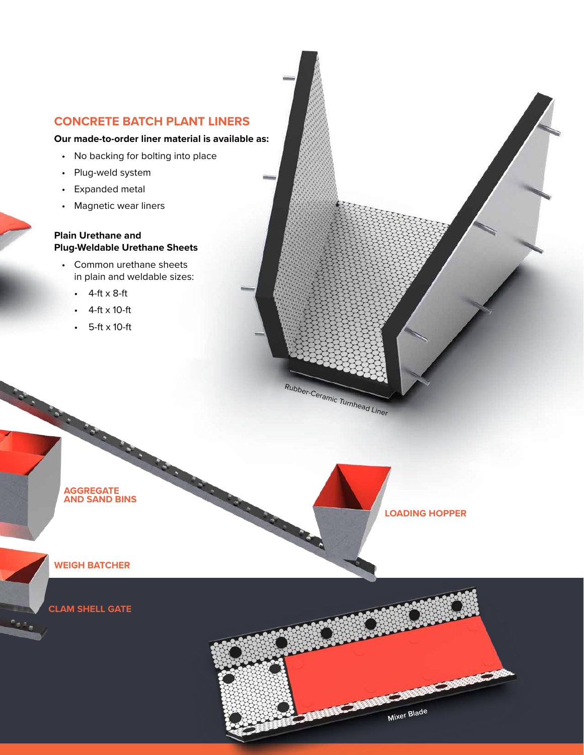## CONCRETE BATCH PLANT LINERS

**Our made-to-order liner material is available as:**

- No backing for bolting into place
- Plug-weld system
- Expanded metal
- Magnetic wear liners

**Plain Urethane and Plug-Weldable Urethane Sheets**

- Common urethane sheets in plain and weldable sizes:
  - 4-ft x 8-ft
  - 4-ft x 10-ft
  - 5-ft x 10-ft

Rubber-Ceramic Turnhead Liner

AGGREGATE AND SAND BINS

LOADING HOPPER

WEIGH BATCHER

CLAM SHELL GATE

Mixer Blade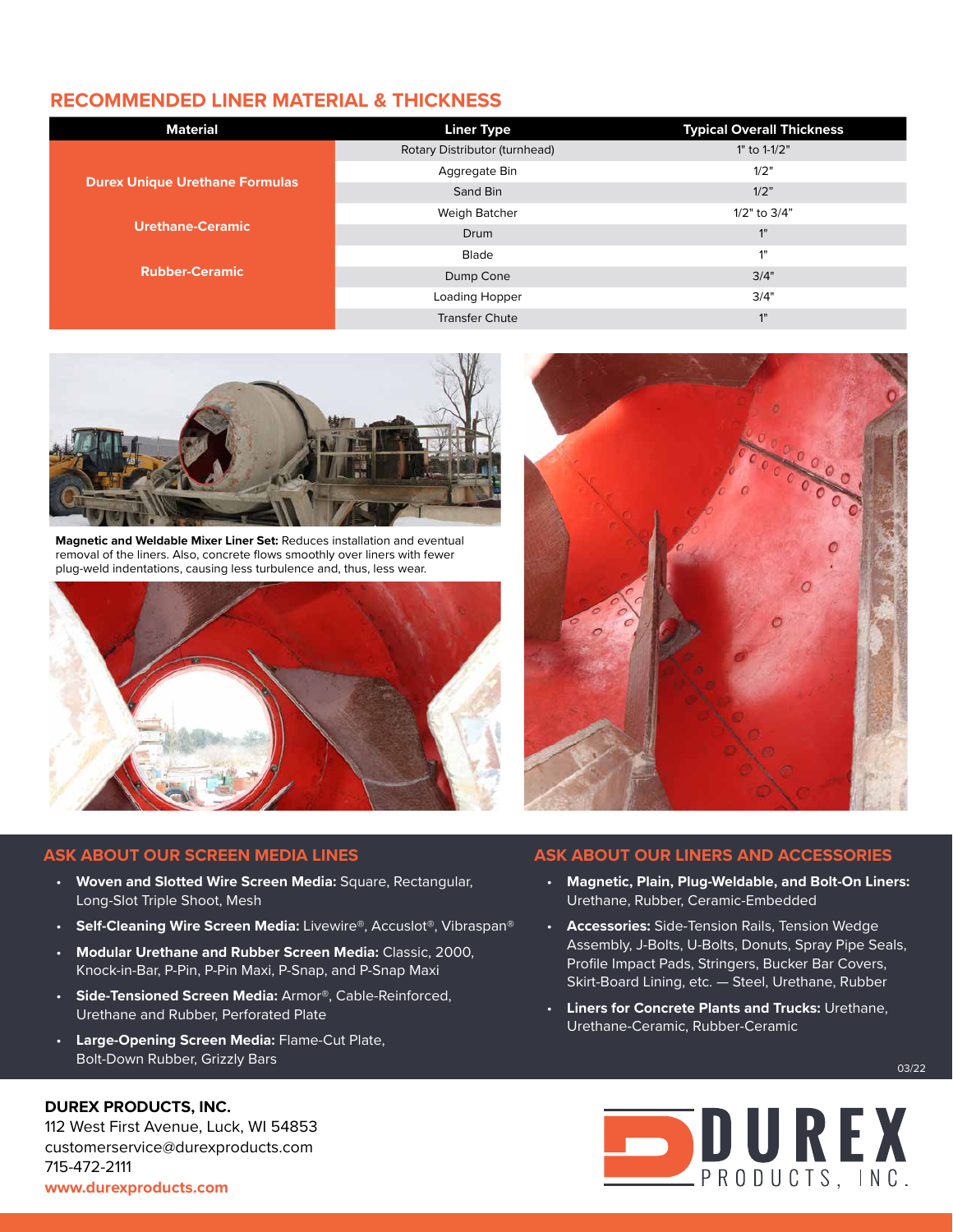## RECOMMENDED LINER MATERIAL & THICKNESS

| Material | Liner Type | Typical Overall Thickness |
|---|---|---|
| Durex Unique Urethane Formulas<br>Urethane-Ceramic<br>Rubber-Ceramic | Rotary Distributor (turnhead) | 1" to 1-1/2" |
| | Aggregate Bin | 1/2" |
| | Sand Bin | 1/2" |
| | Weigh Batcher | 1/2" to 3/4" |
| | Drum | 1" |
| | Blade | 1" |
| | Dump Cone | 3/4" |
| | Loading Hopper | 3/4" |
| | Transfer Chute | 1" |

**Magnetic and Weldable Mixer Liner Set:** Reduces installation and eventual removal of the liners. Also, concrete flows smoothly over liners with fewer plug-weld indentations, causing less turbulence and, thus, less wear.

## ASK ABOUT OUR SCREEN MEDIA LINES

- **Woven and Slotted Wire Screen Media:** Square, Rectangular, Long-Slot Triple Shoot, Mesh
- **Self-Cleaning Wire Screen Media:** Livewire®, Accuslot®, Vibraspan®
- **Modular Urethane and Rubber Screen Media:** Classic, 2000, Knock-in-Bar, P-Pin, P-Pin Maxi, P-Snap, and P-Snap Maxi
- **Side-Tensioned Screen Media:** Armor®, Cable-Reinforced, Urethane and Rubber, Perforated Plate
- **Large-Opening Screen Media:** Flame-Cut Plate, Bolt-Down Rubber, Grizzly Bars

## ASK ABOUT OUR LINERS AND ACCESSORIES

- **Magnetic, Plain, Plug-Weldable, and Bolt-On Liners:** Urethane, Rubber, Ceramic-Embedded
- **Accessories:** Side-Tension Rails, Tension Wedge Assembly, J-Bolts, U-Bolts, Donuts, Spray Pipe Seals, Profile Impact Pads, Stringers, Bucker Bar Covers, Skirt-Board Lining, etc. — Steel, Urethane, Rubber
- **Liners for Concrete Plants and Trucks:** Urethane, Urethane-Ceramic, Rubber-Ceramic

03/22

**DUREX PRODUCTS, INC.**
112 West First Avenue, Luck, WI 54853
customerservice@durexproducts.com
715-472-2111
**www.durexproducts.com**

DUREX PRODUCTS, INC.